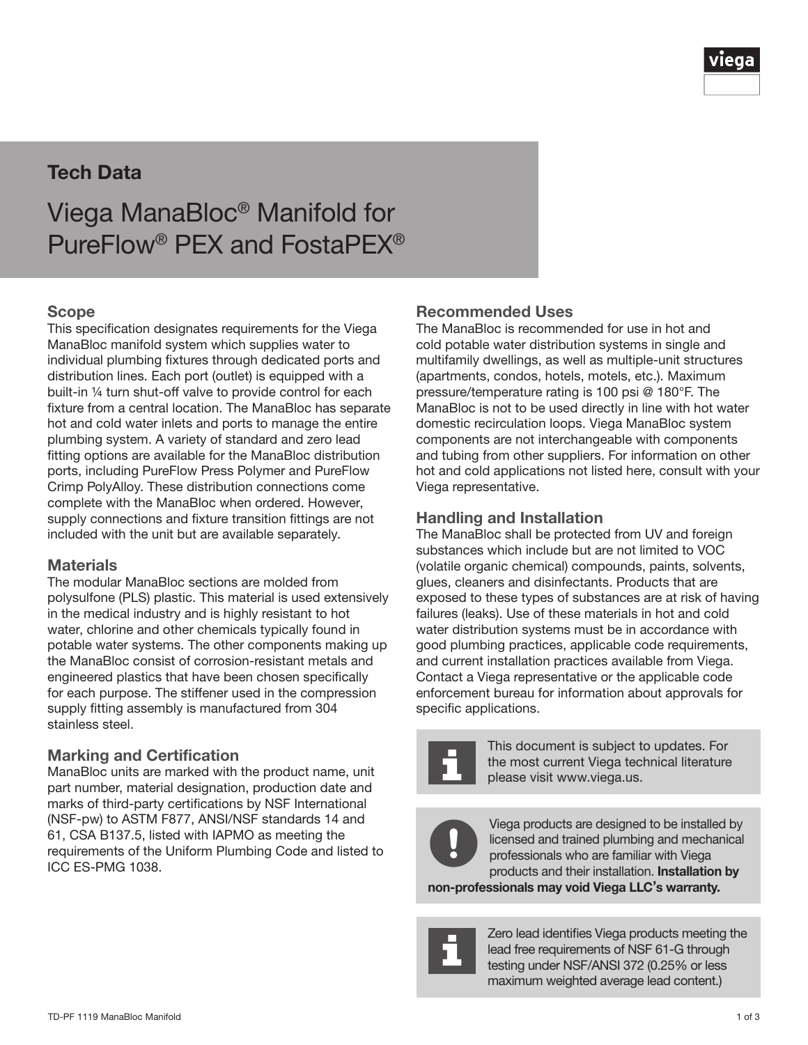Tech Data

# Viega ManaBloc® Manifold for PureFlow® PEX and FostaPEX®

## Scope

This specification designates requirements for the Viega ManaBloc manifold system which supplies water to individual plumbing fixtures through dedicated ports and distribution lines. Each port (outlet) is equipped with a built-in ¼ turn shut-off valve to provide control for each fixture from a central location. The ManaBloc has separate hot and cold water inlets and ports to manage the entire plumbing system. A variety of standard and zero lead fitting options are available for the ManaBloc distribution ports, including PureFlow Press Polymer and PureFlow Crimp PolyAlloy. These distribution connections come complete with the ManaBloc when ordered. However, supply connections and fixture transition fittings are not included with the unit but are available separately.

## Materials

The modular ManaBloc sections are molded from polysulfone (PLS) plastic. This material is used extensively in the medical industry and is highly resistant to hot water, chlorine and other chemicals typically found in potable water systems. The other components making up the ManaBloc consist of corrosion-resistant metals and engineered plastics that have been chosen specifically for each purpose. The stiffener used in the compression supply fitting assembly is manufactured from 304 stainless steel.

## Marking and Certification

ManaBloc units are marked with the product name, unit part number, material designation, production date and marks of third-party certifications by NSF International (NSF-pw) to ASTM F877, ANSI/NSF standards 14 and 61, CSA B137.5, listed with IAPMO as meeting the requirements of the Uniform Plumbing Code and listed to ICC ES-PMG 1038.

## Recommended Uses

The ManaBloc is recommended for use in hot and cold potable water distribution systems in single and multifamily dwellings, as well as multiple-unit structures (apartments, condos, hotels, motels, etc.). Maximum pressure/temperature rating is 100 psi @ 180°F. The ManaBloc is not to be used directly in line with hot water domestic recirculation loops. Viega ManaBloc system components are not interchangeable with components and tubing from other suppliers. For information on other hot and cold applications not listed here, consult with your Viega representative.

## Handling and Installation

The ManaBloc shall be protected from UV and foreign substances which include but are not limited to VOC (volatile organic chemical) compounds, paints, solvents, glues, cleaners and disinfectants. Products that are exposed to these types of substances are at risk of having failures (leaks). Use of these materials in hot and cold water distribution systems must be in accordance with good plumbing practices, applicable code requirements, and current installation practices available from Viega. Contact a Viega representative or the applicable code enforcement bureau for information about approvals for specific applications.

This document is subject to updates. For the most current Viega technical literature please visit www.viega.us.

Viega products are designed to be installed by licensed and trained plumbing and mechanical professionals who are familiar with Viega products and their installation. **Installation by non-professionals may void Viega LLC's warranty.**

Zero lead identifies Viega products meeting the lead free requirements of NSF 61-G through testing under NSF/ANSI 372 (0.25% or less maximum weighted average lead content.)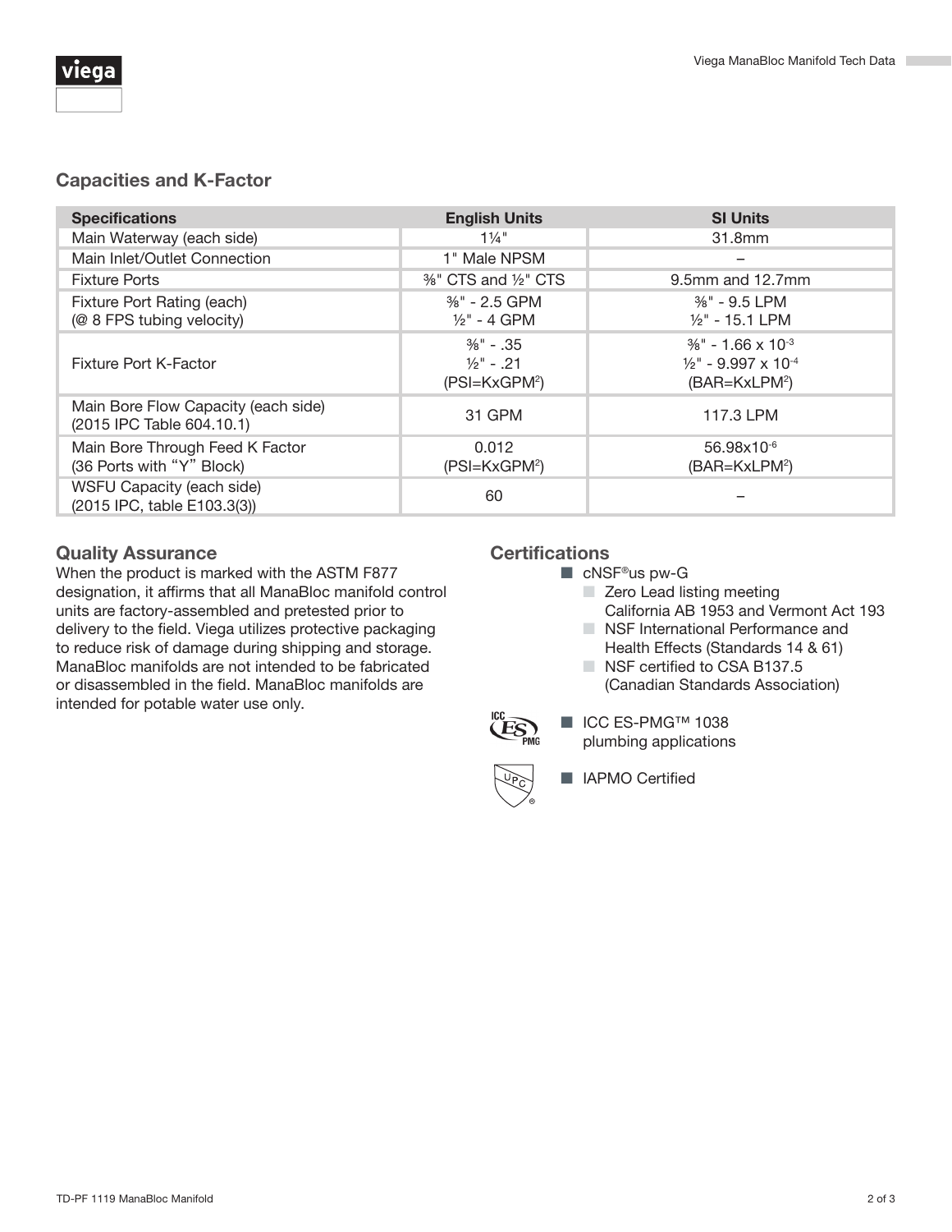## Capacities and K-Factor

| Specifications | English Units | SI Units |
|---|---|---|
| Main Waterway (each side) | 1¼" | 31.8mm |
| Main Inlet/Outlet Connection | 1" Male NPSM | – |
| Fixture Ports | ⅜" CTS and ½" CTS | 9.5mm and 12.7mm |
| Fixture Port Rating (each)<br>(@ 8 FPS tubing velocity) | ⅜" - 2.5 GPM<br>½" - 4 GPM | ⅜" - 9.5 LPM<br>½" - 15.1 LPM |
| Fixture Port K-Factor | ⅜" - .35<br>½" - .21<br>($PSI=KxGPM^2$) | ⅜" - $1.66 \times 10^{-3}$<br>½" - $9.997 \times 10^{-4}$<br>($BAR=KxLPM^2$) |
| Main Bore Flow Capacity (each side)<br>(2015 IPC Table 604.10.1) | 31 GPM | 117.3 LPM |
| Main Bore Through Feed K Factor<br>(36 Ports with "Y" Block) | 0.012<br>($PSI=KxGPM^2$) | $56.98 \times 10^{-6}$<br>($BAR=KxLPM^2$) |
| WSFU Capacity (each side)<br>(2015 IPC, table E103.3(3)) | 60 | – |

### Quality Assurance

When the product is marked with the ASTM F877 designation, it affirms that all ManaBloc manifold control units are factory-assembled and pretested prior to delivery to the field. Viega utilizes protective packaging to reduce risk of damage during shipping and storage. ManaBloc manifolds are not intended to be fabricated or disassembled in the field. ManaBloc manifolds are intended for potable water use only.

### Certifications

- cNSF®us pw-G
  - Zero Lead listing meeting California AB 1953 and Vermont Act 193
  - NSF International Performance and Health Effects (Standards 14 & 61)
  - NSF certified to CSA B137.5 (Canadian Standards Association)
- ICC ES-PMG™ 1038 plumbing applications
- IAPMO Certified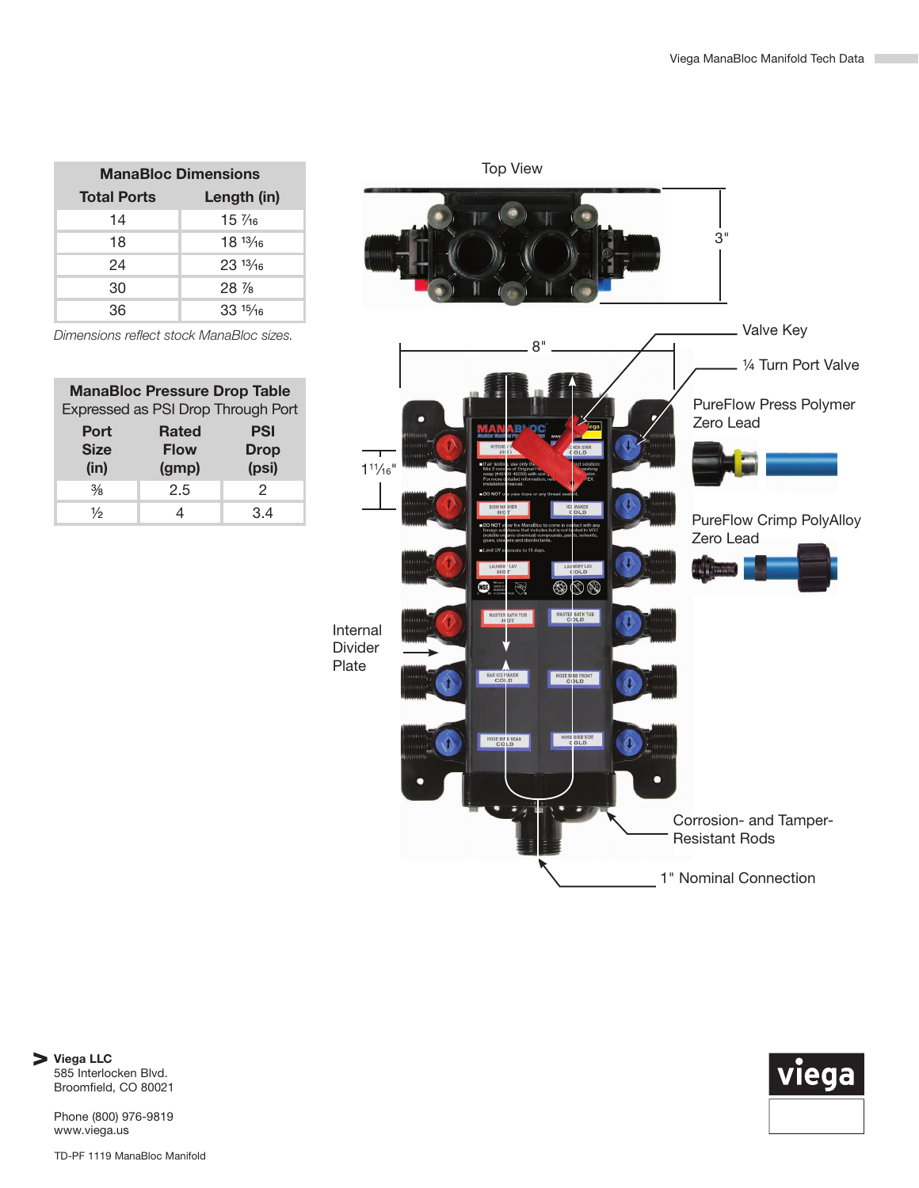| ManaBloc Dimensions | |
|---|---|
| Total Ports | Length (in) |
| 14 | 15 7⁄16 |
| 18 | 18 13⁄16 |
| 24 | 23 13⁄16 |
| 30 | 28 7⁄8 |
| 36 | 33 15⁄16 |

*Dimensions reflect stock ManaBloc sizes.*

| ManaBloc Pressure Drop Table Expressed as PSI Drop Through Port | | |
|---|---|---|
| Port Size (in) | Rated Flow (gmp) | PSI Drop (psi) |
| 3⁄8 | 2.5 | 2 |
| ½ | 4 | 3.4 |

Top View

3"

8"

1 11⁄16"

Valve Key

¼ Turn Port Valve

PureFlow Press Polymer Zero Lead

PureFlow Crimp PolyAlloy Zero Lead

Internal Divider Plate

Corrosion- and Tamper-Resistant Rods

1" Nominal Connection

**Viega LLC**
585 Interlocken Blvd.
Broomfield, CO 80021

Phone (800) 976-9819
www.viega.us

TD-PF 1119 ManaBloc Manifold